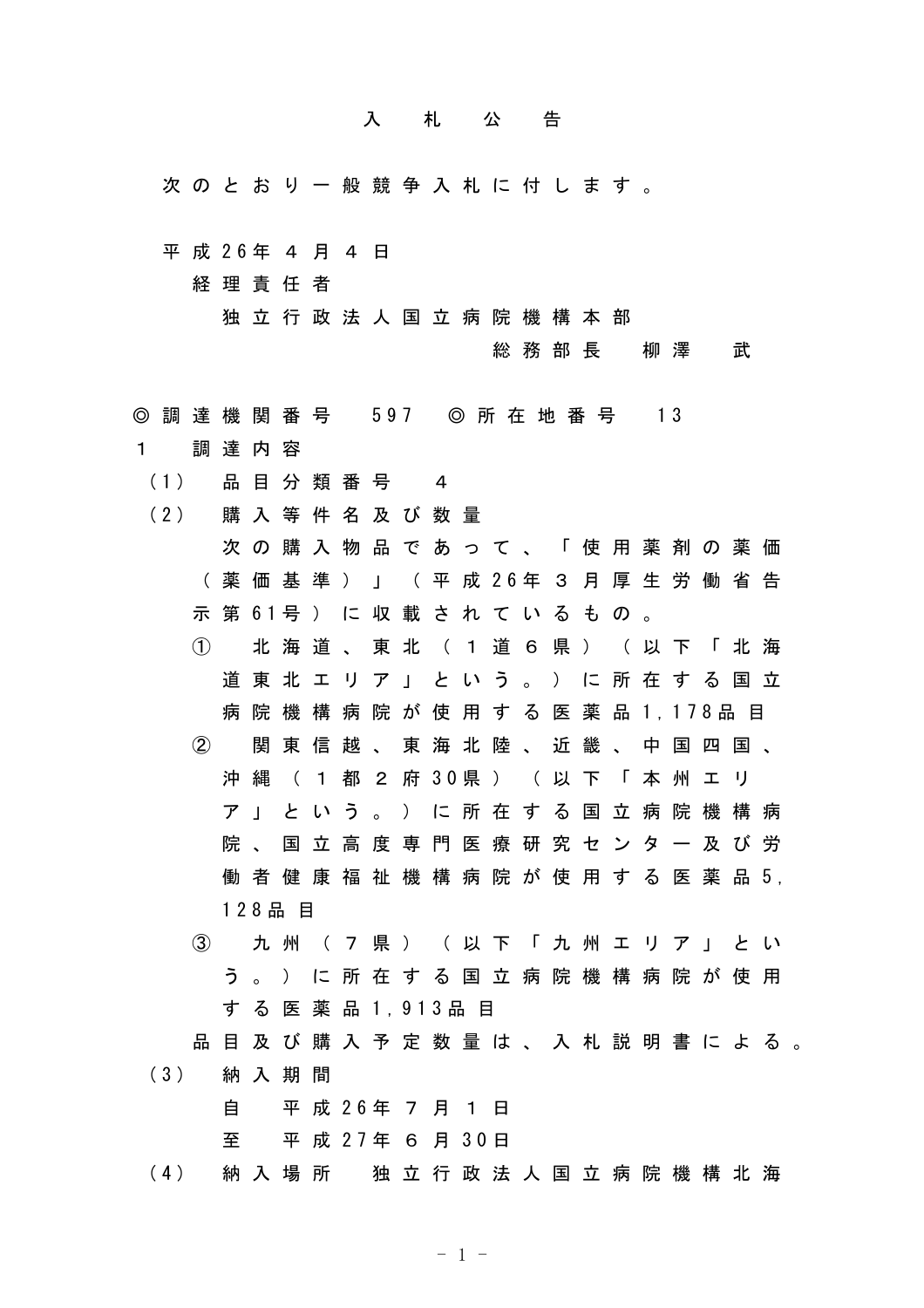# 入　札　公　告

次のとおり一般競争入札に付します。

平成26年４月４日

経理責任者

独立行政法人国立病院機構本部

総務部長　柳澤　武

◎調達機関番号　597　◎所在地番号　13

1　調達内容

（1）　品目分類番号　４

（2）　購入等件名及び数量

次の購入物品であって、「使用薬剤の薬価（薬価基準）」（平成26年３月厚生労働省告示第61号）に収載されているもの。

① 北海道、東北（１道６県）（以下「北海道東北エリア」という。）に所在する国立病院機構病院が使用する医薬品1,178品目

② 関東信越、東海北陸、近畿、中国四国、沖縄（１都２府30県）（以下「本州エリア」という。）に所在する国立病院機構病院、国立高度専門医療研究センター及び労働者健康福祉機構病院が使用する医薬品5,128品目

③ 九州（７県）（以下「九州エリア」という。）に所在する国立病院機構病院が使用する医薬品1,913品目

品目及び購入予定数量は、入札説明書による。

（3）　納入期間

自　平成26年７月１日

至　平成27年６月30日

（4）　納入場所　独立行政法人国立病院機構北海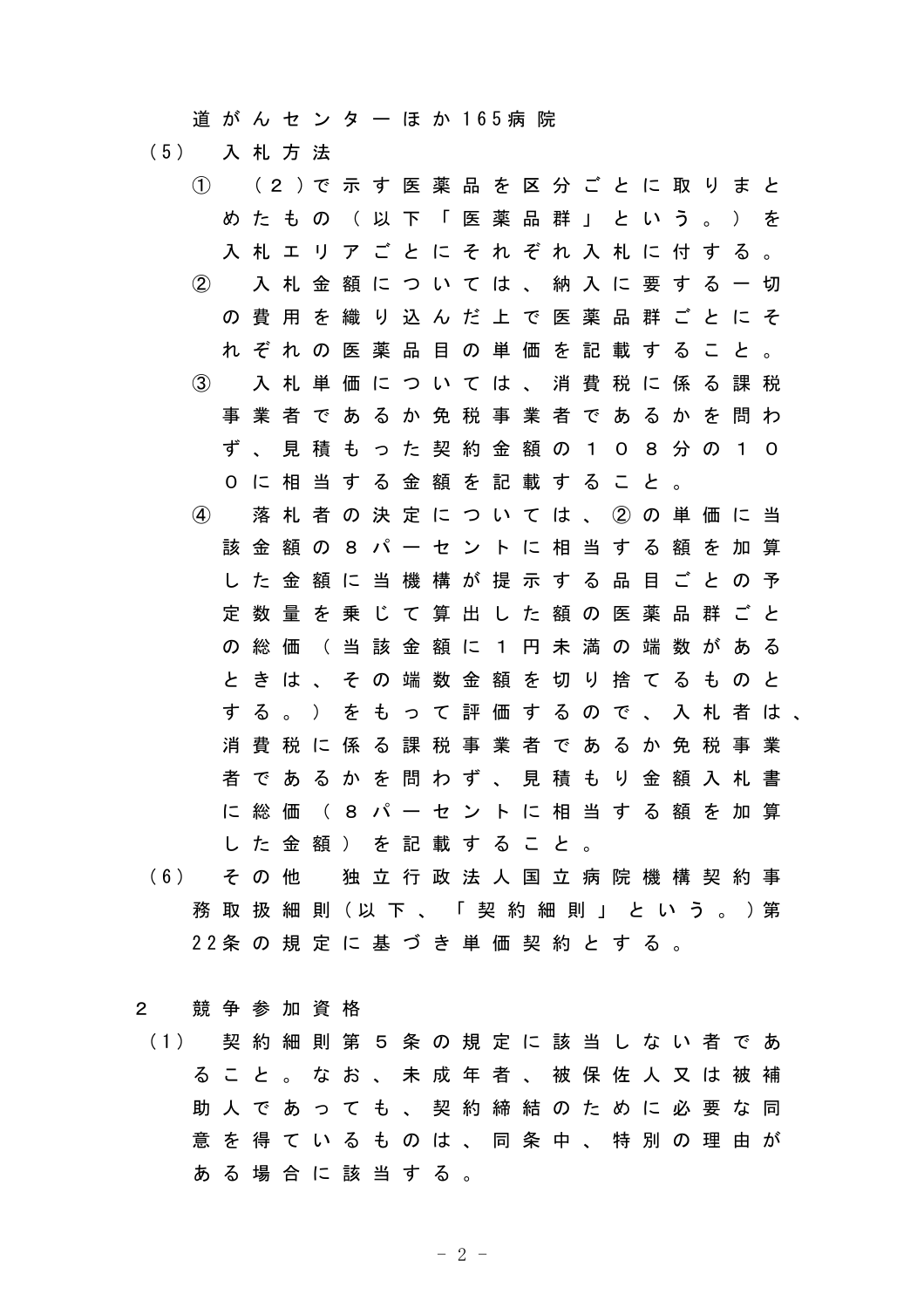道がんセンターほか165病院

（5）　入札方法

①　（２）で示す医薬品を区分ごとに取りまとめたもの（以下「医薬品群」という。）を入札エリアごとにそれぞれ入札に付する。

②　入札金額については、納入に要する一切の費用を織り込んだ上で医薬品群ごとにそれぞれの医薬品目の単価を記載すること。

③　入札単価については、消費税に係る課税事業者であるか免税事業者であるかを問わず、見積もった契約金額の１０８分の１００に相当する金額を記載すること。

④　落札者の決定については、②の単価に当該金額の８パーセントに相当する額を加算した金額に当機構が提示する品目ごとの予定数量を乗じて算出した額の医薬品群ごとの総価（当該金額に１円未満の端数があるときは、その端数金額を切り捨てるものとする。）をもって評価するので、入札者は、消費税に係る課税事業者であるか免税事業者であるかを問わず、見積もり金額入札書に総価（８パーセントに相当する額を加算した金額）を記載すること。

（6）　その他　独立行政法人国立病院機構契約事務取扱細則（以下、「契約細則」という。）第22条の規定に基づき単価契約とする。

2　競争参加資格

（1）　契約細則第５条の規定に該当しない者であること。なお、未成年者、被保佐人又は被補助人であっても、契約締結のために必要な同意を得ているものは、同条中、特別の理由がある場合に該当する。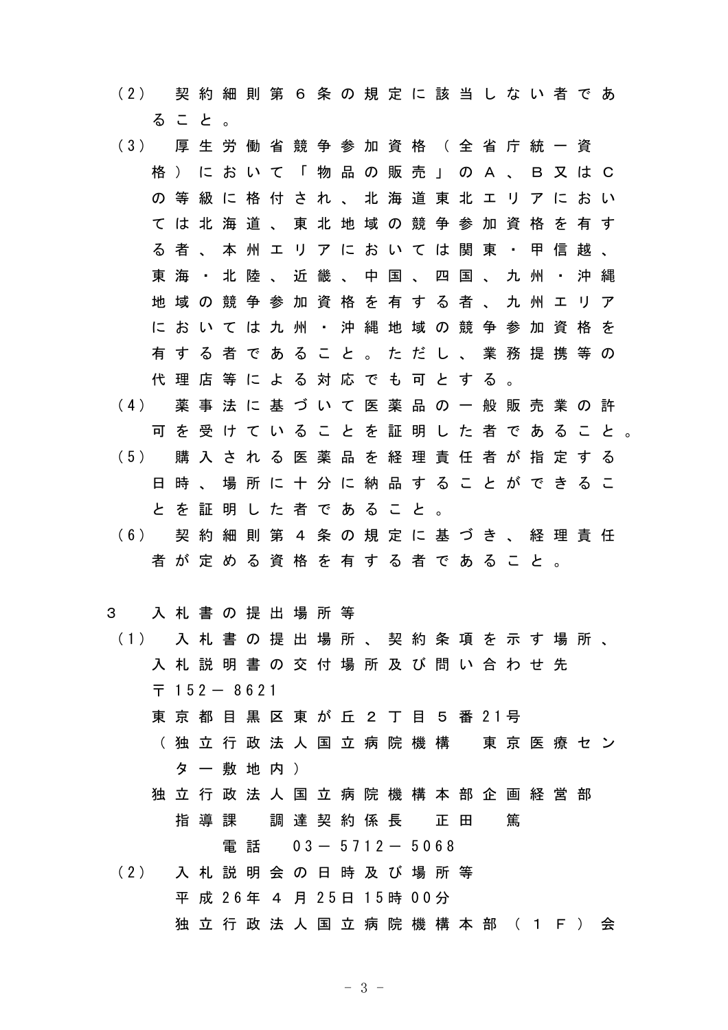（2） 契約細則第６条の規定に該当しない者であること。

（3） 厚生労働省競争参加資格（全省庁統一資格）において「物品の販売」のＡ、Ｂ又はＣの等級に格付され、北海道東北エリアにおいては北海道、東北地域の競争参加資格を有する者、本州エリアにおいては関東・甲信越、東海・北陸、近畿、中国、四国、九州・沖縄地域の競争参加資格を有する者、九州エリアにおいては九州・沖縄地域の競争参加資格を有する者であること。ただし、業務提携等の代理店等による対応でも可とする。

（4） 薬事法に基づいて医薬品の一般販売業の許可を受けていることを証明した者であること。

（5） 購入される医薬品を経理責任者が指定する日時、場所に十分に納品することができることを証明した者であること。

（6） 契約細則第４条の規定に基づき、経理責任者が定める資格を有する者であること。

３ 入札書の提出場所等

（1） 入札書の提出場所、契約条項を示す場所、入札説明書の交付場所及び問い合わせ先

〒152－8621

東京都目黒区東が丘２丁目５番21号

（独立行政法人国立病院機構 東京医療センター敷地内）

独立行政法人国立病院機構本部企画経営部

指導課 調達契約係長 正田 篤

電話 03－5712－5068

（2） 入札説明会の日時及び場所等

平成26年４月25日15時00分

独立行政法人国立病院機構本部（１Ｆ）会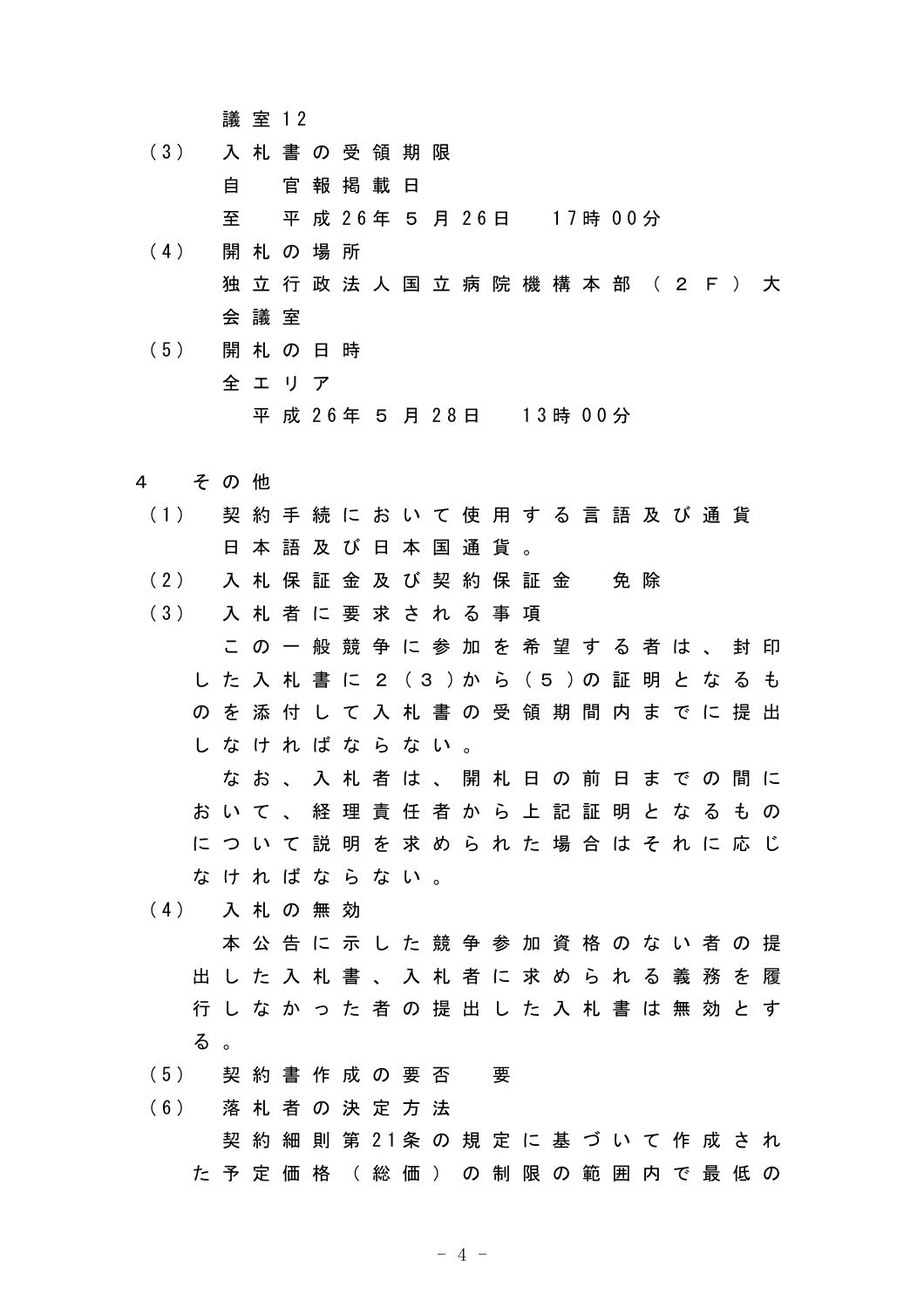議室12

（3）　入札書の受領期限

自　官報掲載日

至　平成26年５月26日　17時00分

（4）　開札の場所

独立行政法人国立病院機構本部（２Ｆ）大会議室

（5）　開札の日時

全エリア

平成26年５月28日　13時00分

４　その他

（1）　契約手続において使用する言語及び通貨

日本語及び日本国通貨。

（2）　入札保証金及び契約保証金　免除

（3）　入札者に要求される事項

この一般競争に参加を希望する者は、封印した入札書に２（３）から（５）の証明となるものを添付して入札書の受領期間内までに提出しなければならない。

なお、入札者は、開札日の前日までの間において、経理責任者から上記証明となるものについて説明を求められた場合はそれに応じなければならない。

（4）　入札の無効

本公告に示した競争参加資格のない者の提出した入札書、入札者に求められる義務を履行しなかった者の提出した入札書は無効とする。

（5）　契約書作成の要否　要

（6）　落札者の決定方法

契約細則第21条の規定に基づいて作成された予定価格（総価）の制限の範囲内で最低の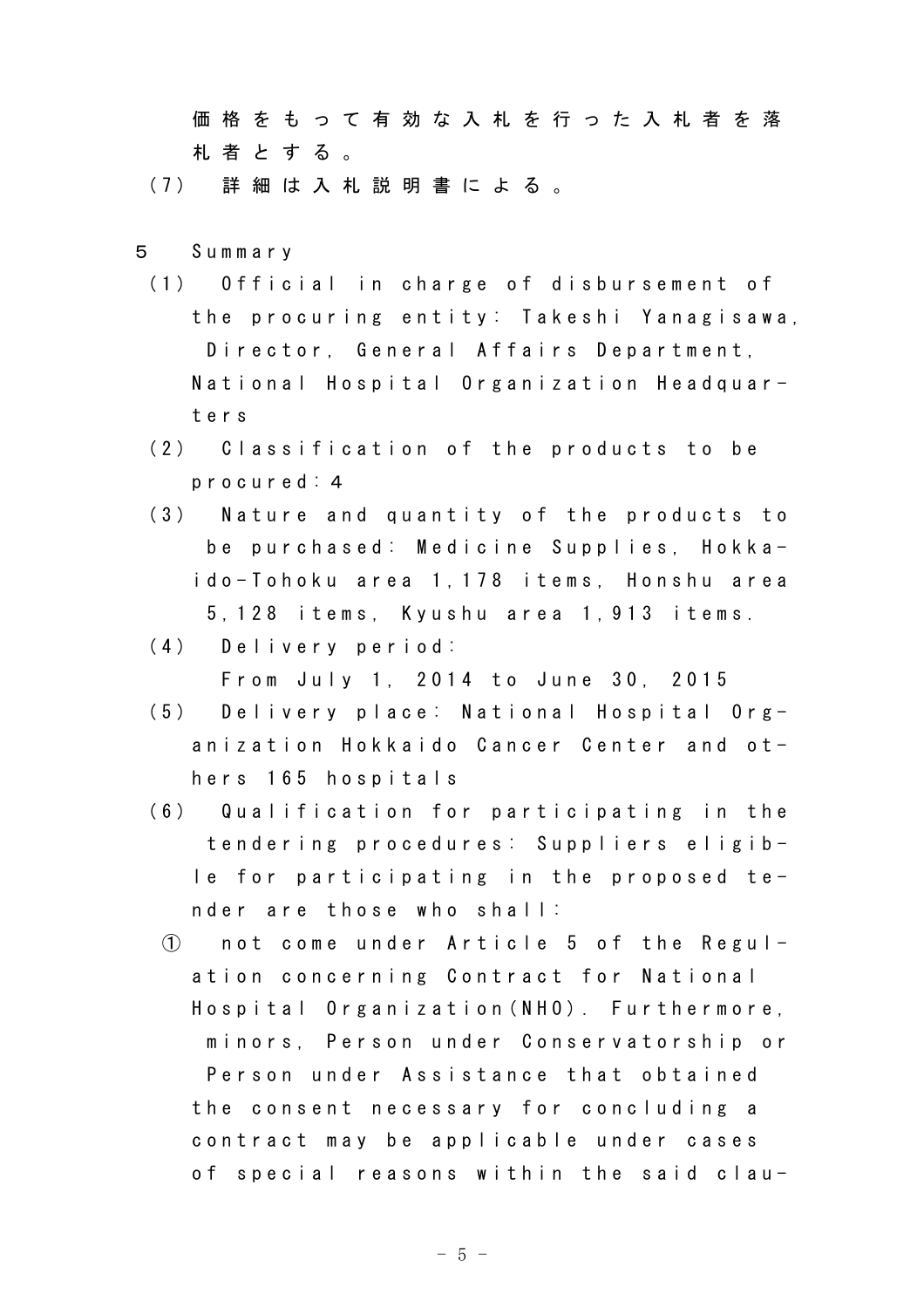価格をもって有効な入札を行った入札者を落札者とする。

(7) 詳細は入札説明書による。

5 Summary

(1) Official in charge of disbursement of the procuring entity: Takeshi Yanagisawa, Director, General Affairs Department, National Hospital Organization Headquarters

(2) Classification of the products to be procured: 4

(3) Nature and quantity of the products to be purchased: Medicine Supplies, Hokkaido-Tohoku area 1,178 items, Honshu area 5,128 items, Kyushu area 1,913 items.

(4) Delivery period:
From July 1, 2014 to June 30, 2015

(5) Delivery place: National Hospital Organization Hokkaido Cancer Center and others 165 hospitals

(6) Qualification for participating in the tendering procedures: Suppliers eligible for participating in the proposed tender are those who shall:

① not come under Article 5 of the Regulation concerning Contract for National Hospital Organization(NHO). Furthermore, minors, Person under Conservatorship or Person under Assistance that obtained the consent necessary for concluding a contract may be applicable under cases of special reasons within the said clau-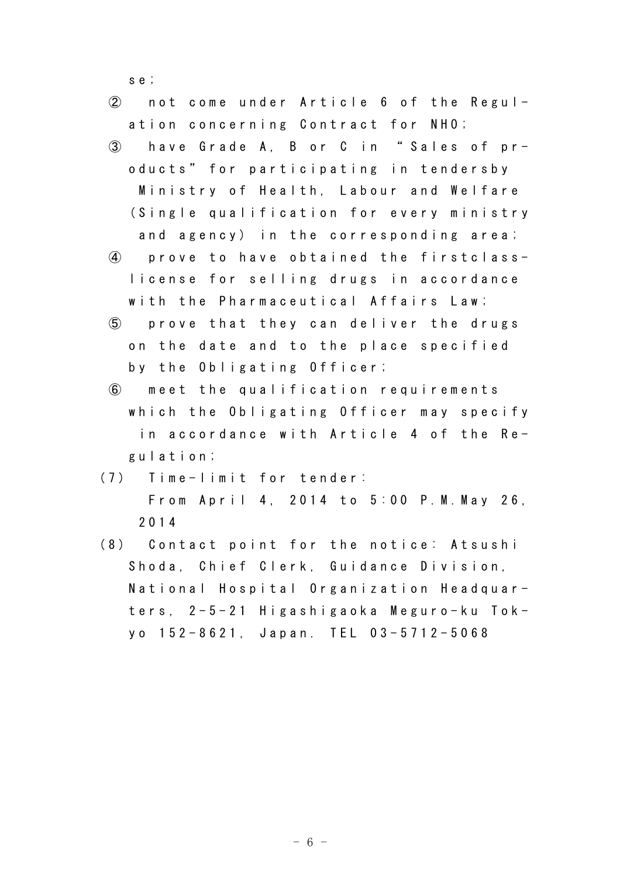se;

② not come under Article 6 of the Regulation concerning Contract for NHO;

③ have Grade A, B or C in “Sales of products” for participating in tendersby Ministry of Health, Labour and Welfare (Single qualification for every ministry and agency) in the corresponding area;

④ prove to have obtained the firstclass-license for selling drugs in accordance with the Pharmaceutical Affairs Law;

⑤ prove that they can deliver the drugs on the date and to the place specified by the Obligating Officer;

⑥ meet the qualification requirements which the Obligating Officer may specify in accordance with Article 4 of the Regulation;

(7) Time-limit for tender:
From April 4, 2014 to 5:00 P.M.May 26, 2014

(8) Contact point for the notice: Atsushi Shoda, Chief Clerk, Guidance Division, National Hospital Organization Headquarters, 2-5-21 Higashigaoka Meguro-ku Tokyo 152-8621, Japan. TEL 03-5712-5068